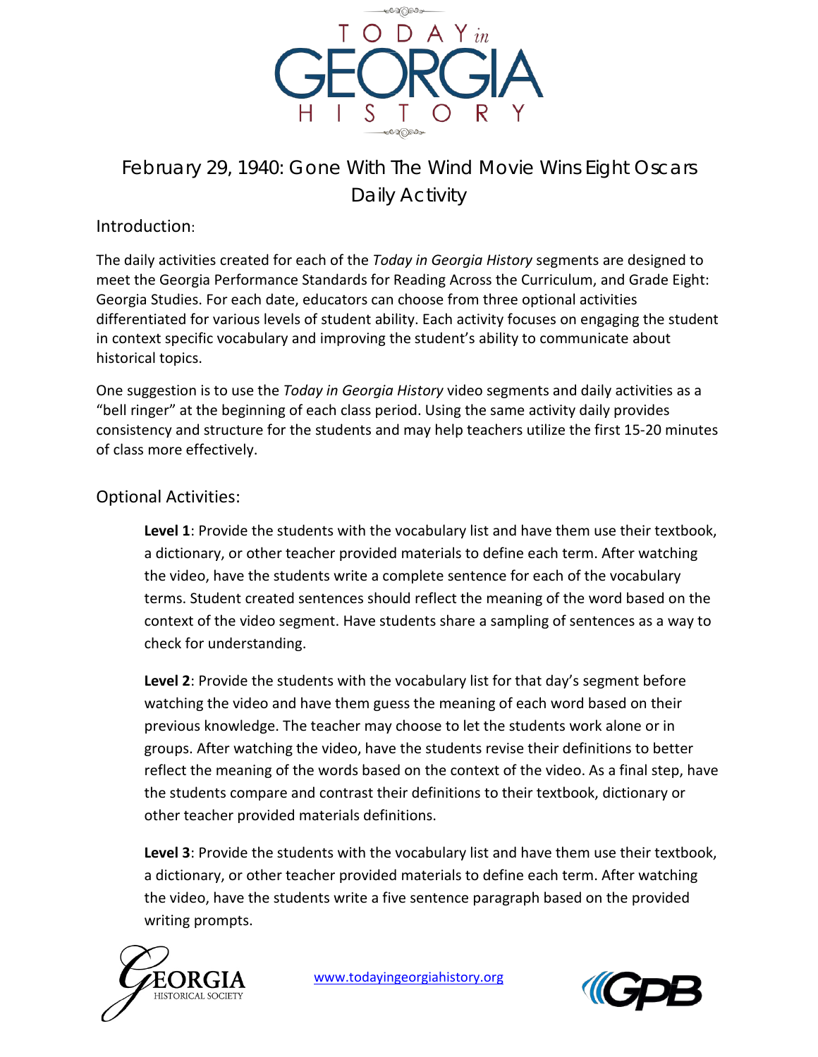# February 29, 1940: Gone With The Wind Movie Wins Eight Oscars

## Daily Activity

### Introduction:

The daily activities created for each of the *Today in Georgia History* segments are designed to meet the Georgia Performance Standards for Reading Across the Curriculum, and Grade Eight: Georgia Studies. For each date, educators can choose from three optional activities differentiated for various levels of student ability. Each activity focuses on engaging the student in context specific vocabulary and improving the student's ability to communicate about historical topics.

One suggestion is to use the *Today in Georgia History* video segments and daily activities as a "bell ringer" at the beginning of each class period. Using the same activity daily provides consistency and structure for the students and may help teachers utilize the first 15-20 minutes of class more effectively.

### Optional Activities:

**Level 1**: Provide the students with the vocabulary list and have them use their textbook, a dictionary, or other teacher provided materials to define each term. After watching the video, have the students write a complete sentence for each of the vocabulary terms. Student created sentences should reflect the meaning of the word based on the context of the video segment. Have students share a sampling of sentences as a way to check for understanding.

**Level 2**: Provide the students with the vocabulary list for that day's segment before watching the video and have them guess the meaning of each word based on their previous knowledge. The teacher may choose to let the students work alone or in groups. After watching the video, have the students revise their definitions to better reflect the meaning of the words based on the context of the video. As a final step, have the students compare and contrast their definitions to their textbook, dictionary or other teacher provided materials definitions.

**Level 3**: Provide the students with the vocabulary list and have them use their textbook, a dictionary, or other teacher provided materials to define each term. After watching the video, have the students write a five sentence paragraph based on the provided writing prompts.

www.todayingeorgiahistory.org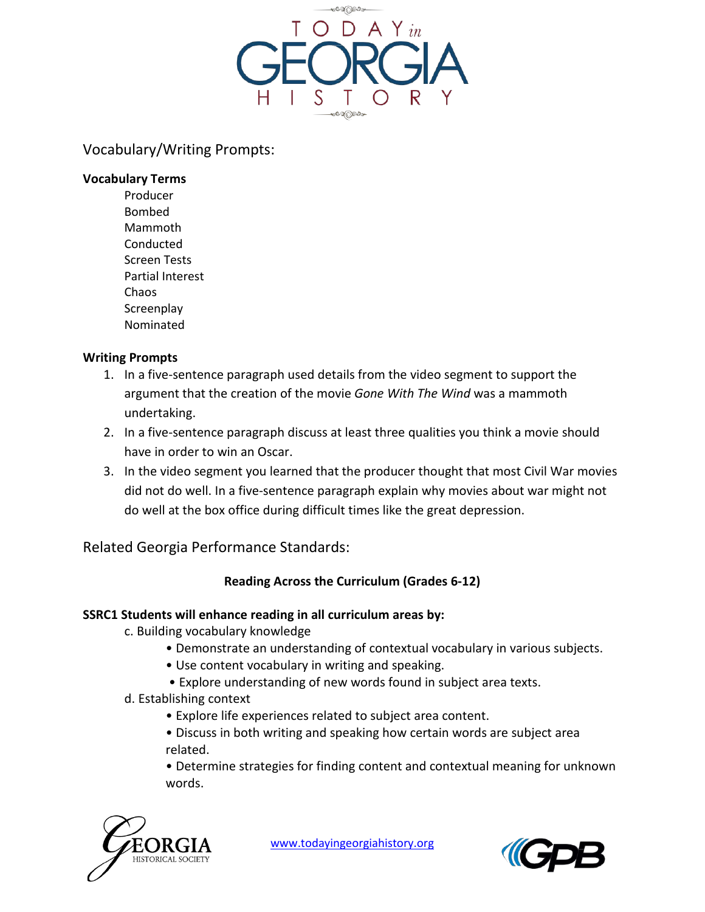## Vocabulary/Writing Prompts:

**Vocabulary Terms**

Producer
Bombed
Mammoth
Conducted
Screen Tests
Partial Interest
Chaos
Screenplay
Nominated

**Writing Prompts**

1. In a five-sentence paragraph used details from the video segment to support the argument that the creation of the movie *Gone With The Wind* was a mammoth undertaking.
2. In a five-sentence paragraph discuss at least three qualities you think a movie should have in order to win an Oscar.
3. In the video segment you learned that the producer thought that most Civil War movies did not do well. In a five-sentence paragraph explain why movies about war might not do well at the box office during difficult times like the great depression.

## Related Georgia Performance Standards:

**Reading Across the Curriculum (Grades 6-12)**

**SSRC1 Students will enhance reading in all curriculum areas by:**

c. Building vocabulary knowledge
- Demonstrate an understanding of contextual vocabulary in various subjects.
- Use content vocabulary in writing and speaking.
- Explore understanding of new words found in subject area texts.

d. Establishing context
- Explore life experiences related to subject area content.
- Discuss in both writing and speaking how certain words are subject area related.
- Determine strategies for finding content and contextual meaning for unknown words.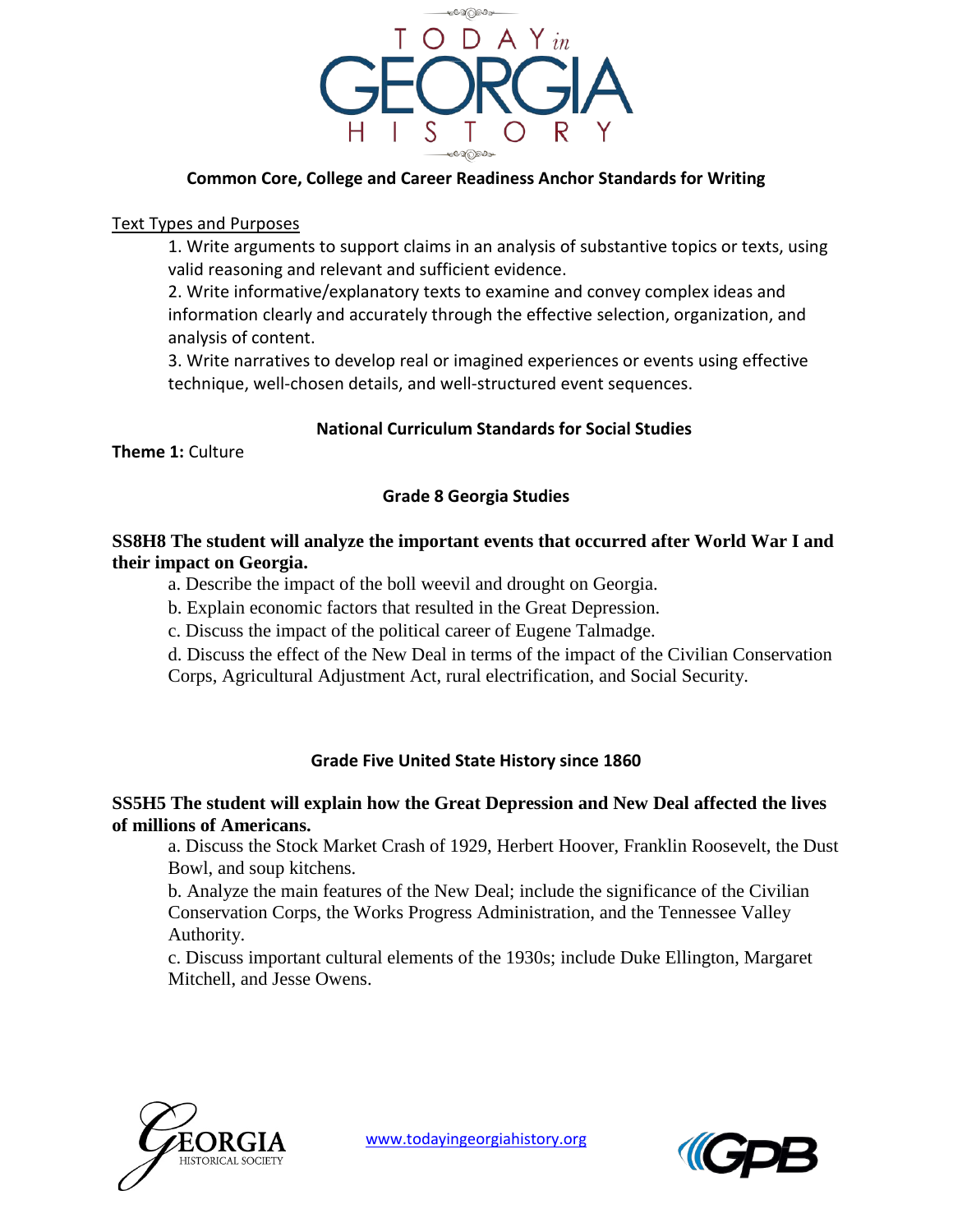## Common Core, College and Career Readiness Anchor Standards for Writing

Text Types and Purposes

1. Write arguments to support claims in an analysis of substantive topics or texts, using valid reasoning and relevant and sufficient evidence.
2. Write informative/explanatory texts to examine and convey complex ideas and information clearly and accurately through the effective selection, organization, and analysis of content.
3. Write narratives to develop real or imagined experiences or events using effective technique, well-chosen details, and well-structured event sequences.

## National Curriculum Standards for Social Studies

**Theme 1:** Culture

## Grade 8 Georgia Studies

**SS8H8 The student will analyze the important events that occurred after World War I and their impact on Georgia.**

a. Describe the impact of the boll weevil and drought on Georgia.

b. Explain economic factors that resulted in the Great Depression.

c. Discuss the impact of the political career of Eugene Talmadge.

d. Discuss the effect of the New Deal in terms of the impact of the Civilian Conservation Corps, Agricultural Adjustment Act, rural electrification, and Social Security.

## Grade Five United State History since 1860

**SS5H5 The student will explain how the Great Depression and New Deal affected the lives of millions of Americans.**

a. Discuss the Stock Market Crash of 1929, Herbert Hoover, Franklin Roosevelt, the Dust Bowl, and soup kitchens.

b. Analyze the main features of the New Deal; include the significance of the Civilian Conservation Corps, the Works Progress Administration, and the Tennessee Valley Authority.

c. Discuss important cultural elements of the 1930s; include Duke Ellington, Margaret Mitchell, and Jesse Owens.

www.todayingeorgiahistory.org